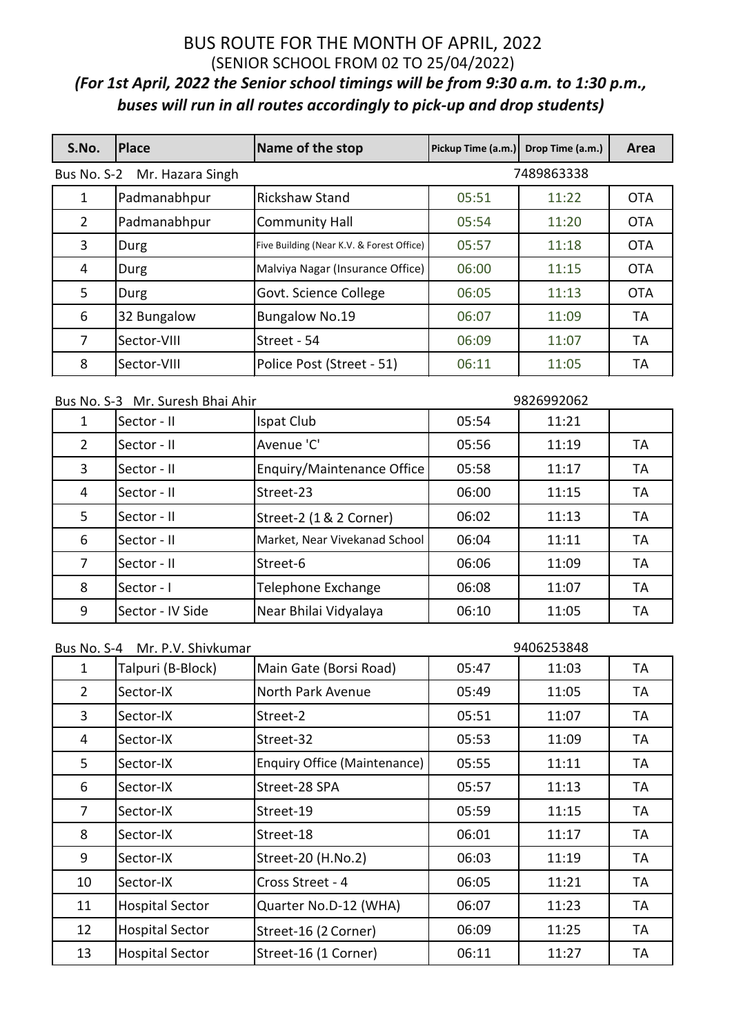# BUS ROUTE FOR THE MONTH OF APRIL, 2022

(SENIOR SCHOOL FROM 02 TO 25/04/2022)

***(For 1st April, 2022 the Senior school timings will be from 9:30 a.m. to 1:30 p.m., buses will run in all routes accordingly to pick-up and drop students)***

| S.No. | Place | Name of the stop | Pickup Time (a.m.) | Drop Time (a.m.) | Area |
|---|---|---|---|---|---|
| Bus No. S-2 Mr. Hazara Singh | | | 7489863338 | | |
| 1 | Padmanabhpur | Rickshaw Stand | 05:51 | 11:22 | OTA |
| 2 | Padmanabhpur | Community Hall | 05:54 | 11:20 | OTA |
| 3 | Durg | Five Building (Near K.V. & Forest Office) | 05:57 | 11:18 | OTA |
| 4 | Durg | Malviya Nagar (Insurance Office) | 06:00 | 11:15 | OTA |
| 5 | Durg | Govt. Science College | 06:05 | 11:13 | OTA |
| 6 | 32 Bungalow | Bungalow No.19 | 06:07 | 11:09 | TA |
| 7 | Sector-VIII | Street - 54 | 06:09 | 11:07 | TA |
| 8 | Sector-VIII | Police Post (Street - 51) | 06:11 | 11:05 | TA |

| Bus No. S-3 Mr. Suresh Bhai Ahir | | | 9826992062 | | |
|---|---|---|---|---|---|
| 1 | Sector - II | Ispat Club | 05:54 | 11:21 | |
| 2 | Sector - II | Avenue 'C' | 05:56 | 11:19 | TA |
| 3 | Sector - II | Enquiry/Maintenance Office | 05:58 | 11:17 | TA |
| 4 | Sector - II | Street-23 | 06:00 | 11:15 | TA |
| 5 | Sector - II | Street-2 (1 & 2 Corner) | 06:02 | 11:13 | TA |
| 6 | Sector - II | Market, Near Vivekanad School | 06:04 | 11:11 | TA |
| 7 | Sector - II | Street-6 | 06:06 | 11:09 | TA |
| 8 | Sector - I | Telephone Exchange | 06:08 | 11:07 | TA |
| 9 | Sector - IV Side | Near Bhilai Vidyalaya | 06:10 | 11:05 | TA |

| Bus No. S-4 Mr. P.V. Shivkumar | | | 9406253848 | | |
|---|---|---|---|---|---|
| 1 | Talpuri (B-Block) | Main Gate (Borsi Road) | 05:47 | 11:03 | TA |
| 2 | Sector-IX | North Park Avenue | 05:49 | 11:05 | TA |
| 3 | Sector-IX | Street-2 | 05:51 | 11:07 | TA |
| 4 | Sector-IX | Street-32 | 05:53 | 11:09 | TA |
| 5 | Sector-IX | Enquiry Office (Maintenance) | 05:55 | 11:11 | TA |
| 6 | Sector-IX | Street-28 SPA | 05:57 | 11:13 | TA |
| 7 | Sector-IX | Street-19 | 05:59 | 11:15 | TA |
| 8 | Sector-IX | Street-18 | 06:01 | 11:17 | TA |
| 9 | Sector-IX | Street-20 (H.No.2) | 06:03 | 11:19 | TA |
| 10 | Sector-IX | Cross Street - 4 | 06:05 | 11:21 | TA |
| 11 | Hospital Sector | Quarter No.D-12 (WHA) | 06:07 | 11:23 | TA |
| 12 | Hospital Sector | Street-16 (2 Corner) | 06:09 | 11:25 | TA |
| 13 | Hospital Sector | Street-16 (1 Corner) | 06:11 | 11:27 | TA |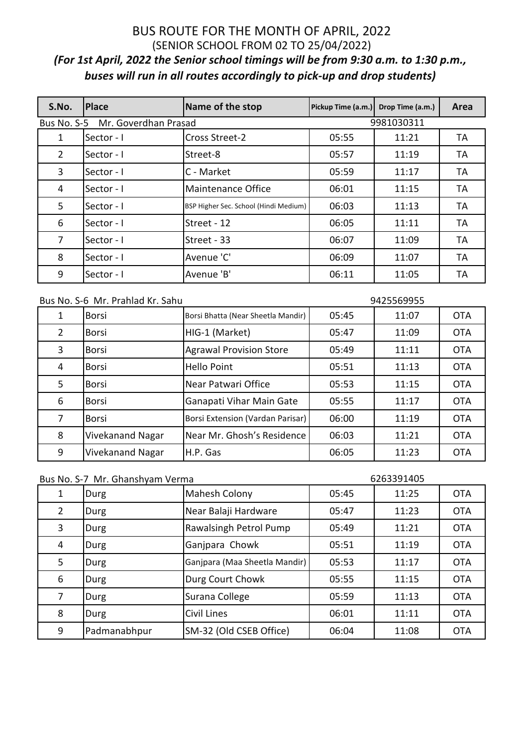# BUS ROUTE FOR THE MONTH OF APRIL, 2022

(SENIOR SCHOOL FROM 02 TO 25/04/2022)

***(For 1st April, 2022 the Senior school timings will be from 9:30 a.m. to 1:30 p.m., buses will run in all routes accordingly to pick-up and drop students)***

| S.No. | Place | Name of the stop | Pickup Time (a.m.) | Drop Time (a.m.) | Area |
|---|---|---|---|---|---|
| Bus No. S-5 | Mr. Goverdhan Prasad | | | 9981030311 | |
| 1 | Sector - I | Cross Street-2 | 05:55 | 11:21 | TA |
| 2 | Sector - I | Street-8 | 05:57 | 11:19 | TA |
| 3 | Sector - I | C - Market | 05:59 | 11:17 | TA |
| 4 | Sector - I | Maintenance Office | 06:01 | 11:15 | TA |
| 5 | Sector - I | BSP Higher Sec. School (Hindi Medium) | 06:03 | 11:13 | TA |
| 6 | Sector - I | Street - 12 | 06:05 | 11:11 | TA |
| 7 | Sector - I | Street - 33 | 06:07 | 11:09 | TA |
| 8 | Sector - I | Avenue 'C' | 06:09 | 11:07 | TA |
| 9 | Sector - I | Avenue 'B' | 06:11 | 11:05 | TA |

| Bus No. S-6 Mr. Prahlad Kr. Sahu | | | | 9425569955 | |
|---|---|---|---|---|---|
| 1 | Borsi | Borsi Bhatta (Near Sheetla Mandir) | 05:45 | 11:07 | OTA |
| 2 | Borsi | HIG-1 (Market) | 05:47 | 11:09 | OTA |
| 3 | Borsi | Agrawal Provision Store | 05:49 | 11:11 | OTA |
| 4 | Borsi | Hello Point | 05:51 | 11:13 | OTA |
| 5 | Borsi | Near Patwari Office | 05:53 | 11:15 | OTA |
| 6 | Borsi | Ganapati Vihar Main Gate | 05:55 | 11:17 | OTA |
| 7 | Borsi | Borsi Extension (Vardan Parisar) | 06:00 | 11:19 | OTA |
| 8 | Vivekanand Nagar | Near Mr. Ghosh's Residence | 06:03 | 11:21 | OTA |
| 9 | Vivekanand Nagar | H.P. Gas | 06:05 | 11:23 | OTA |

| Bus No. S-7 Mr. Ghanshyam Verma | | | | 6263391405 | |
|---|---|---|---|---|---|
| 1 | Durg | Mahesh Colony | 05:45 | 11:25 | OTA |
| 2 | Durg | Near Balaji Hardware | 05:47 | 11:23 | OTA |
| 3 | Durg | Rawalsingh Petrol Pump | 05:49 | 11:21 | OTA |
| 4 | Durg | Ganjpara Chowk | 05:51 | 11:19 | OTA |
| 5 | Durg | Ganjpara (Maa Sheetla Mandir) | 05:53 | 11:17 | OTA |
| 6 | Durg | Durg Court Chowk | 05:55 | 11:15 | OTA |
| 7 | Durg | Surana College | 05:59 | 11:13 | OTA |
| 8 | Durg | Civil Lines | 06:01 | 11:11 | OTA |
| 9 | Padmanabhpur | SM-32 (Old CSEB Office) | 06:04 | 11:08 | OTA |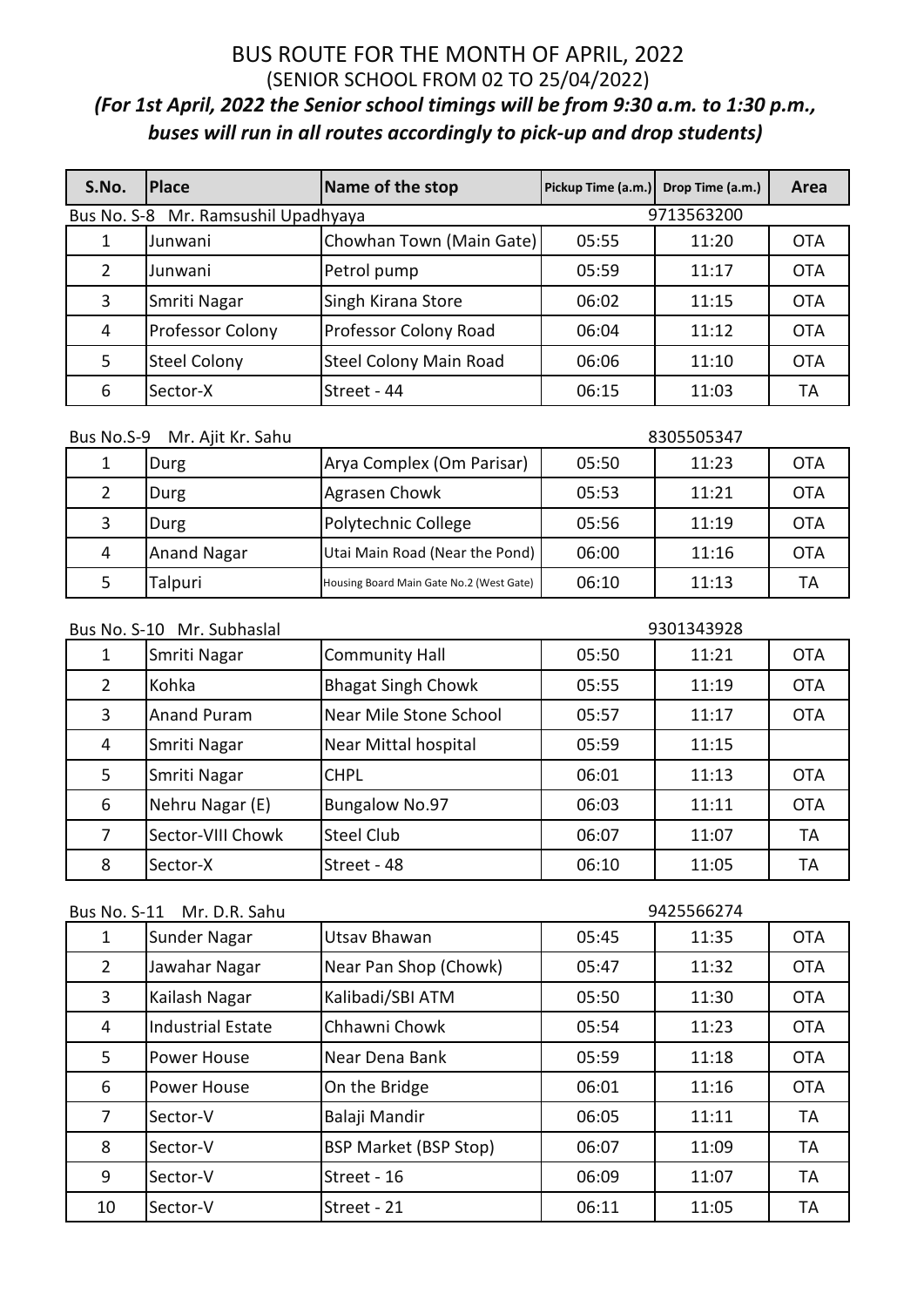# BUS ROUTE FOR THE MONTH OF APRIL, 2022

## (SENIOR SCHOOL FROM 02 TO 25/04/2022)

***(For 1st April, 2022 the Senior school timings will be from 9:30 a.m. to 1:30 p.m., buses will run in all routes accordingly to pick-up and drop students)***

| S.No. | Place | Name of the stop | Pickup Time (a.m.) | Drop Time (a.m.) | Area |
|---|---|---|---|---|---|
| Bus No. S-8 Mr. Ramsushil Upadhyaya | | | | 9713563200 | |
| 1 | Junwani | Chowhan Town (Main Gate) | 05:55 | 11:20 | OTA |
| 2 | Junwani | Petrol pump | 05:59 | 11:17 | OTA |
| 3 | Smriti Nagar | Singh Kirana Store | 06:02 | 11:15 | OTA |
| 4 | Professor Colony | Professor Colony Road | 06:04 | 11:12 | OTA |
| 5 | Steel Colony | Steel Colony Main Road | 06:06 | 11:10 | OTA |
| 6 | Sector-X | Street - 44 | 06:15 | 11:03 | TA |

| S.No. | Place | Name of the stop | Pickup Time (a.m.) | Drop Time (a.m.) | Area |
|---|---|---|---|---|---|
| Bus No.S-9 Mr. Ajit Kr. Sahu | | | | 8305505347 | |
| 1 | Durg | Arya Complex (Om Parisar) | 05:50 | 11:23 | OTA |
| 2 | Durg | Agrasen Chowk | 05:53 | 11:21 | OTA |
| 3 | Durg | Polytechnic College | 05:56 | 11:19 | OTA |
| 4 | Anand Nagar | Utai Main Road (Near the Pond) | 06:00 | 11:16 | OTA |
| 5 | Talpuri | Housing Board Main Gate No.2 (West Gate) | 06:10 | 11:13 | TA |

| S.No. | Place | Name of the stop | Pickup Time (a.m.) | Drop Time (a.m.) | Area |
|---|---|---|---|---|---|
| Bus No. S-10 Mr. Subhaslal | | | | 9301343928 | |
| 1 | Smriti Nagar | Community Hall | 05:50 | 11:21 | OTA |
| 2 | Kohka | Bhagat Singh Chowk | 05:55 | 11:19 | OTA |
| 3 | Anand Puram | Near Mile Stone School | 05:57 | 11:17 | OTA |
| 4 | Smriti Nagar | Near Mittal hospital | 05:59 | 11:15 | |
| 5 | Smriti Nagar | CHPL | 06:01 | 11:13 | OTA |
| 6 | Nehru Nagar (E) | Bungalow No.97 | 06:03 | 11:11 | OTA |
| 7 | Sector-VIII Chowk | Steel Club | 06:07 | 11:07 | TA |
| 8 | Sector-X | Street - 48 | 06:10 | 11:05 | TA |

| S.No. | Place | Name of the stop | Pickup Time (a.m.) | Drop Time (a.m.) | Area |
|---|---|---|---|---|---|
| Bus No. S-11 Mr. D.R. Sahu | | | | 9425566274 | |
| 1 | Sunder Nagar | Utsav Bhawan | 05:45 | 11:35 | OTA |
| 2 | Jawahar Nagar | Near Pan Shop (Chowk) | 05:47 | 11:32 | OTA |
| 3 | Kailash Nagar | Kalibadi/SBI ATM | 05:50 | 11:30 | OTA |
| 4 | Industrial Estate | Chhawni Chowk | 05:54 | 11:23 | OTA |
| 5 | Power House | Near Dena Bank | 05:59 | 11:18 | OTA |
| 6 | Power House | On the Bridge | 06:01 | 11:16 | OTA |
| 7 | Sector-V | Balaji Mandir | 06:05 | 11:11 | TA |
| 8 | Sector-V | BSP Market (BSP Stop) | 06:07 | 11:09 | TA |
| 9 | Sector-V | Street - 16 | 06:09 | 11:07 | TA |
| 10 | Sector-V | Street - 21 | 06:11 | 11:05 | TA |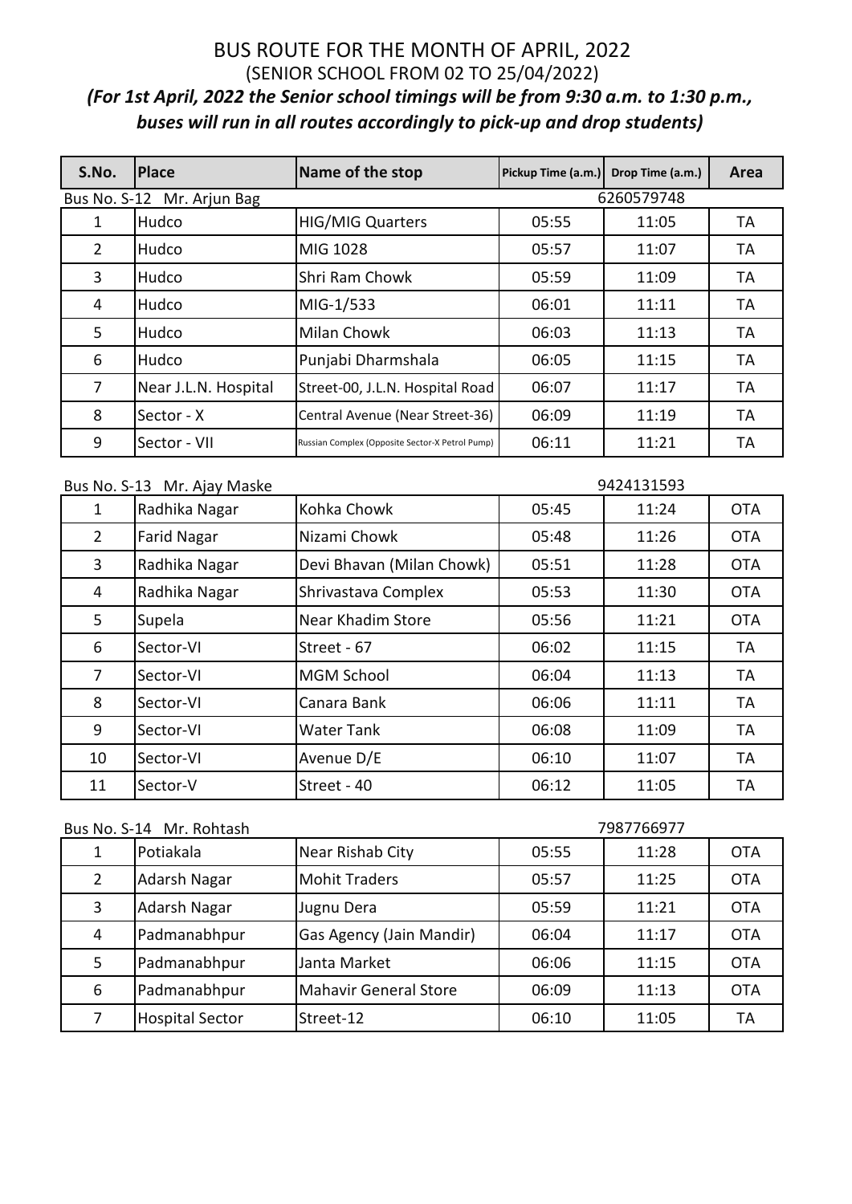# BUS ROUTE FOR THE MONTH OF APRIL, 2022

(SENIOR SCHOOL FROM 02 TO 25/04/2022)

***(For 1st April, 2022 the Senior school timings will be from 9:30 a.m. to 1:30 p.m., buses will run in all routes accordingly to pick-up and drop students)***

| S.No. | Place | Name of the stop | Pickup Time (a.m.) | Drop Time (a.m.) | Area |
|---|---|---|---|---|---|
| Bus No. S-12 Mr. Arjun Bag | | | | 6260579748 | |
| 1 | Hudco | HIG/MIG Quarters | 05:55 | 11:05 | TA |
| 2 | Hudco | MIG 1028 | 05:57 | 11:07 | TA |
| 3 | Hudco | Shri Ram Chowk | 05:59 | 11:09 | TA |
| 4 | Hudco | MIG-1/533 | 06:01 | 11:11 | TA |
| 5 | Hudco | Milan Chowk | 06:03 | 11:13 | TA |
| 6 | Hudco | Punjabi Dharmshala | 06:05 | 11:15 | TA |
| 7 | Near J.L.N. Hospital | Street-00, J.L.N. Hospital Road | 06:07 | 11:17 | TA |
| 8 | Sector - X | Central Avenue (Near Street-36) | 06:09 | 11:19 | TA |
| 9 | Sector - VII | Russian Complex (Opposite Sector-X Petrol Pump) | 06:11 | 11:21 | TA |

| S.No. | Place | Name of the stop | Pickup Time (a.m.) | Drop Time (a.m.) | Area |
|---|---|---|---|---|---|
| Bus No. S-13 Mr. Ajay Maske | | | | 9424131593 | |
| 1 | Radhika Nagar | Kohka Chowk | 05:45 | 11:24 | OTA |
| 2 | Farid Nagar | Nizami Chowk | 05:48 | 11:26 | OTA |
| 3 | Radhika Nagar | Devi Bhavan (Milan Chowk) | 05:51 | 11:28 | OTA |
| 4 | Radhika Nagar | Shrivastava Complex | 05:53 | 11:30 | OTA |
| 5 | Supela | Near Khadim Store | 05:56 | 11:21 | OTA |
| 6 | Sector-VI | Street - 67 | 06:02 | 11:15 | TA |
| 7 | Sector-VI | MGM School | 06:04 | 11:13 | TA |
| 8 | Sector-VI | Canara Bank | 06:06 | 11:11 | TA |
| 9 | Sector-VI | Water Tank | 06:08 | 11:09 | TA |
| 10 | Sector-VI | Avenue D/E | 06:10 | 11:07 | TA |
| 11 | Sector-V | Street - 40 | 06:12 | 11:05 | TA |

| S.No. | Place | Name of the stop | Pickup Time (a.m.) | Drop Time (a.m.) | Area |
|---|---|---|---|---|---|
| Bus No. S-14 Mr. Rohtash | | | | 7987766977 | |
| 1 | Potiakala | Near Rishab City | 05:55 | 11:28 | OTA |
| 2 | Adarsh Nagar | Mohit Traders | 05:57 | 11:25 | OTA |
| 3 | Adarsh Nagar | Jugnu Dera | 05:59 | 11:21 | OTA |
| 4 | Padmanabhpur | Gas Agency (Jain Mandir) | 06:04 | 11:17 | OTA |
| 5 | Padmanabhpur | Janta Market | 06:06 | 11:15 | OTA |
| 6 | Padmanabhpur | Mahavir General Store | 06:09 | 11:13 | OTA |
| 7 | Hospital Sector | Street-12 | 06:10 | 11:05 | TA |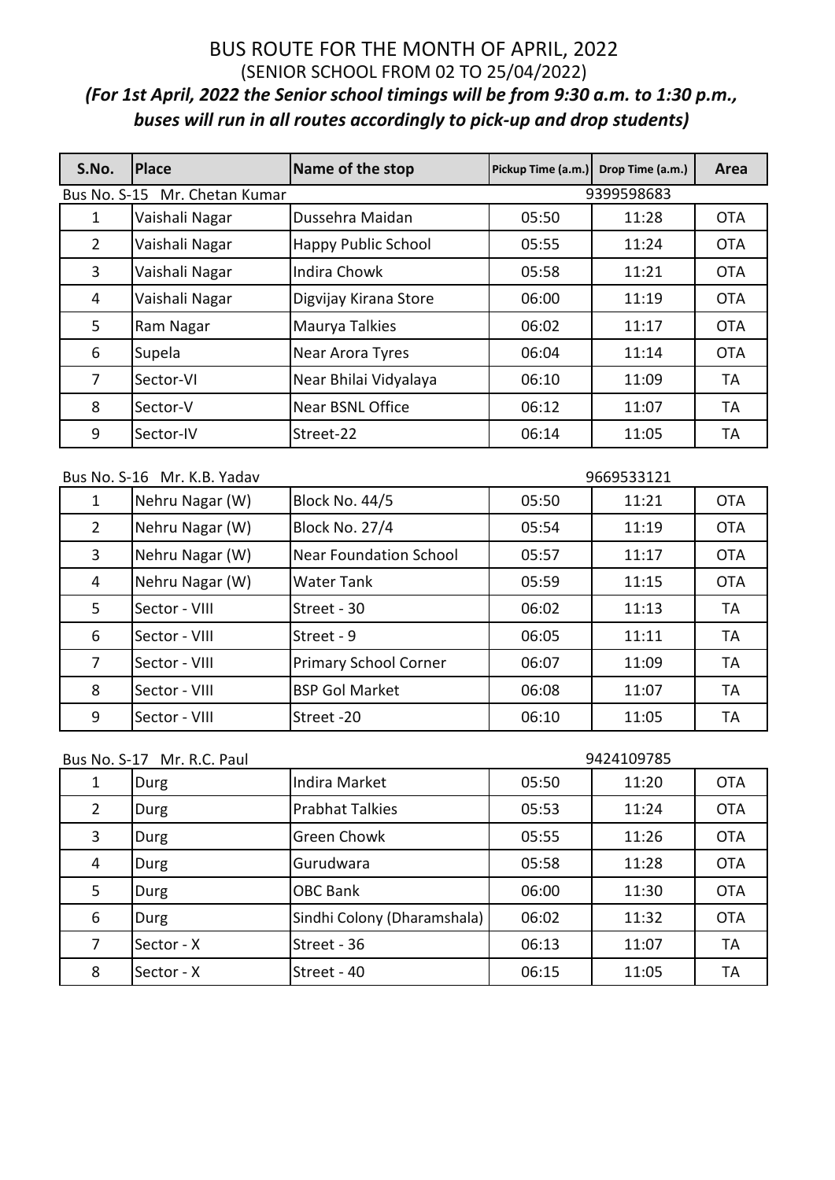# BUS ROUTE FOR THE MONTH OF APRIL, 2022

## (SENIOR SCHOOL FROM 02 TO 25/04/2022)

***(For 1st April, 2022 the Senior school timings will be from 9:30 a.m. to 1:30 p.m., buses will run in all routes accordingly to pick-up and drop students)***

| S.No. | Place | Name of the stop | Pickup Time (a.m.) | Drop Time (a.m.) | Area |
|---|---|---|---|---|---|
| Bus No. S-15 Mr. Chetan Kumar | | | | 9399598683 | |
| 1 | Vaishali Nagar | Dussehra Maidan | 05:50 | 11:28 | OTA |
| 2 | Vaishali Nagar | Happy Public School | 05:55 | 11:24 | OTA |
| 3 | Vaishali Nagar | Indira Chowk | 05:58 | 11:21 | OTA |
| 4 | Vaishali Nagar | Digvijay Kirana Store | 06:00 | 11:19 | OTA |
| 5 | Ram Nagar | Maurya Talkies | 06:02 | 11:17 | OTA |
| 6 | Supela | Near Arora Tyres | 06:04 | 11:14 | OTA |
| 7 | Sector-VI | Near Bhilai Vidyalaya | 06:10 | 11:09 | TA |
| 8 | Sector-V | Near BSNL Office | 06:12 | 11:07 | TA |
| 9 | Sector-IV | Street-22 | 06:14 | 11:05 | TA |

| S.No. | Place | Name of the stop | Pickup Time (a.m.) | Drop Time (a.m.) | Area |
|---|---|---|---|---|---|
| Bus No. S-16 Mr. K.B. Yadav | | | | 9669533121 | |
| 1 | Nehru Nagar (W) | Block No. 44/5 | 05:50 | 11:21 | OTA |
| 2 | Nehru Nagar (W) | Block No. 27/4 | 05:54 | 11:19 | OTA |
| 3 | Nehru Nagar (W) | Near Foundation School | 05:57 | 11:17 | OTA |
| 4 | Nehru Nagar (W) | Water Tank | 05:59 | 11:15 | OTA |
| 5 | Sector - VIII | Street - 30 | 06:02 | 11:13 | TA |
| 6 | Sector - VIII | Street - 9 | 06:05 | 11:11 | TA |
| 7 | Sector - VIII | Primary School Corner | 06:07 | 11:09 | TA |
| 8 | Sector - VIII | BSP Gol Market | 06:08 | 11:07 | TA |
| 9 | Sector - VIII | Street -20 | 06:10 | 11:05 | TA |

| S.No. | Place | Name of the stop | Pickup Time (a.m.) | Drop Time (a.m.) | Area |
|---|---|---|---|---|---|
| Bus No. S-17 Mr. R.C. Paul | | | | 9424109785 | |
| 1 | Durg | Indira Market | 05:50 | 11:20 | OTA |
| 2 | Durg | Prabhat Talkies | 05:53 | 11:24 | OTA |
| 3 | Durg | Green Chowk | 05:55 | 11:26 | OTA |
| 4 | Durg | Gurudwara | 05:58 | 11:28 | OTA |
| 5 | Durg | OBC Bank | 06:00 | 11:30 | OTA |
| 6 | Durg | Sindhi Colony (Dharamshala) | 06:02 | 11:32 | OTA |
| 7 | Sector - X | Street - 36 | 06:13 | 11:07 | TA |
| 8 | Sector - X | Street - 40 | 06:15 | 11:05 | TA |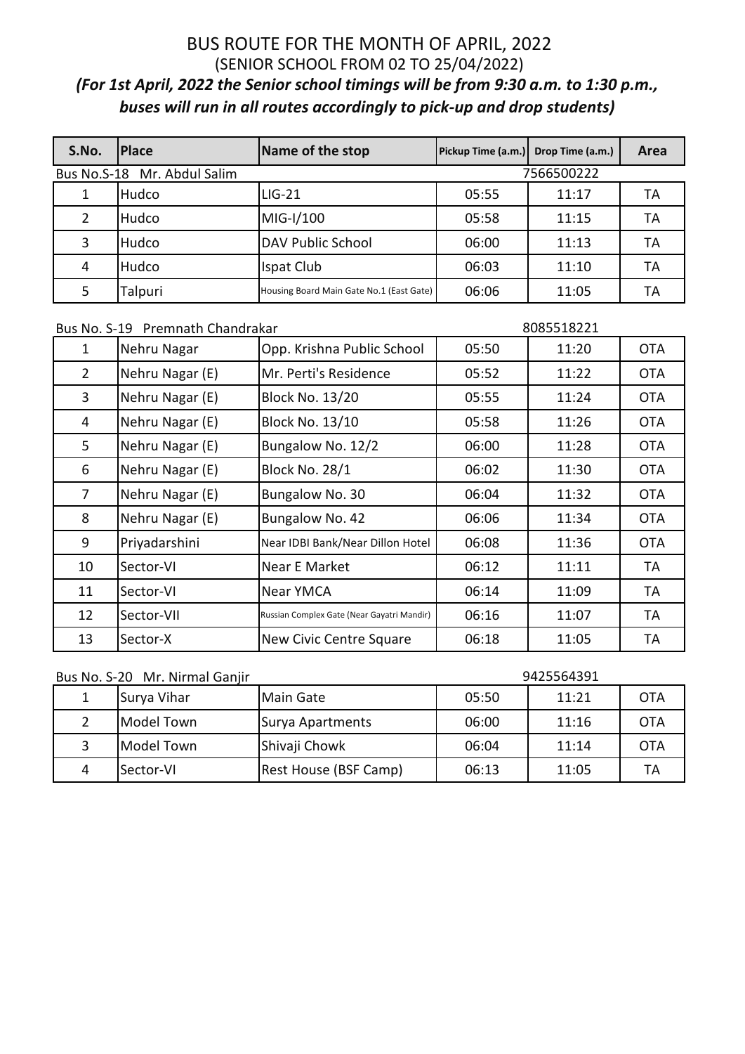# BUS ROUTE FOR THE MONTH OF APRIL, 2022

(SENIOR SCHOOL FROM 02 TO 25/04/2022)

***(For 1st April, 2022 the Senior school timings will be from 9:30 a.m. to 1:30 p.m., buses will run in all routes accordingly to pick-up and drop students)***

| S.No. | Place | Name of the stop | Pickup Time (a.m.) | Drop Time (a.m.) | Area |
|---|---|---|---|---|---|
| Bus No.S-18 Mr. Abdul Salim | | | | 7566500222 | |
| 1 | Hudco | LIG-21 | 05:55 | 11:17 | TA |
| 2 | Hudco | MIG-I/100 | 05:58 | 11:15 | TA |
| 3 | Hudco | DAV Public School | 06:00 | 11:13 | TA |
| 4 | Hudco | Ispat Club | 06:03 | 11:10 | TA |
| 5 | Talpuri | Housing Board Main Gate No.1 (East Gate) | 06:06 | 11:05 | TA |
| Bus No. S-19 Premnath Chandrakar | | | | 8085518221 | |
| 1 | Nehru Nagar | Opp. Krishna Public School | 05:50 | 11:20 | OTA |
| 2 | Nehru Nagar (E) | Mr. Perti's Residence | 05:52 | 11:22 | OTA |
| 3 | Nehru Nagar (E) | Block No. 13/20 | 05:55 | 11:24 | OTA |
| 4 | Nehru Nagar (E) | Block No. 13/10 | 05:58 | 11:26 | OTA |
| 5 | Nehru Nagar (E) | Bungalow No. 12/2 | 06:00 | 11:28 | OTA |
| 6 | Nehru Nagar (E) | Block No. 28/1 | 06:02 | 11:30 | OTA |
| 7 | Nehru Nagar (E) | Bungalow No. 30 | 06:04 | 11:32 | OTA |
| 8 | Nehru Nagar (E) | Bungalow No. 42 | 06:06 | 11:34 | OTA |
| 9 | Priyadarshini | Near IDBI Bank/Near Dillon Hotel | 06:08 | 11:36 | OTA |
| 10 | Sector-VI | Near E Market | 06:12 | 11:11 | TA |
| 11 | Sector-VI | Near YMCA | 06:14 | 11:09 | TA |
| 12 | Sector-VII | Russian Complex Gate (Near Gayatri Mandir) | 06:16 | 11:07 | TA |
| 13 | Sector-X | New Civic Centre Square | 06:18 | 11:05 | TA |
| Bus No. S-20 Mr. Nirmal Ganjir | | | | 9425564391 | |
| 1 | Surya Vihar | Main Gate | 05:50 | 11:21 | OTA |
| 2 | Model Town | Surya Apartments | 06:00 | 11:16 | OTA |
| 3 | Model Town | Shivaji Chowk | 06:04 | 11:14 | OTA |
| 4 | Sector-VI | Rest House (BSF Camp) | 06:13 | 11:05 | TA |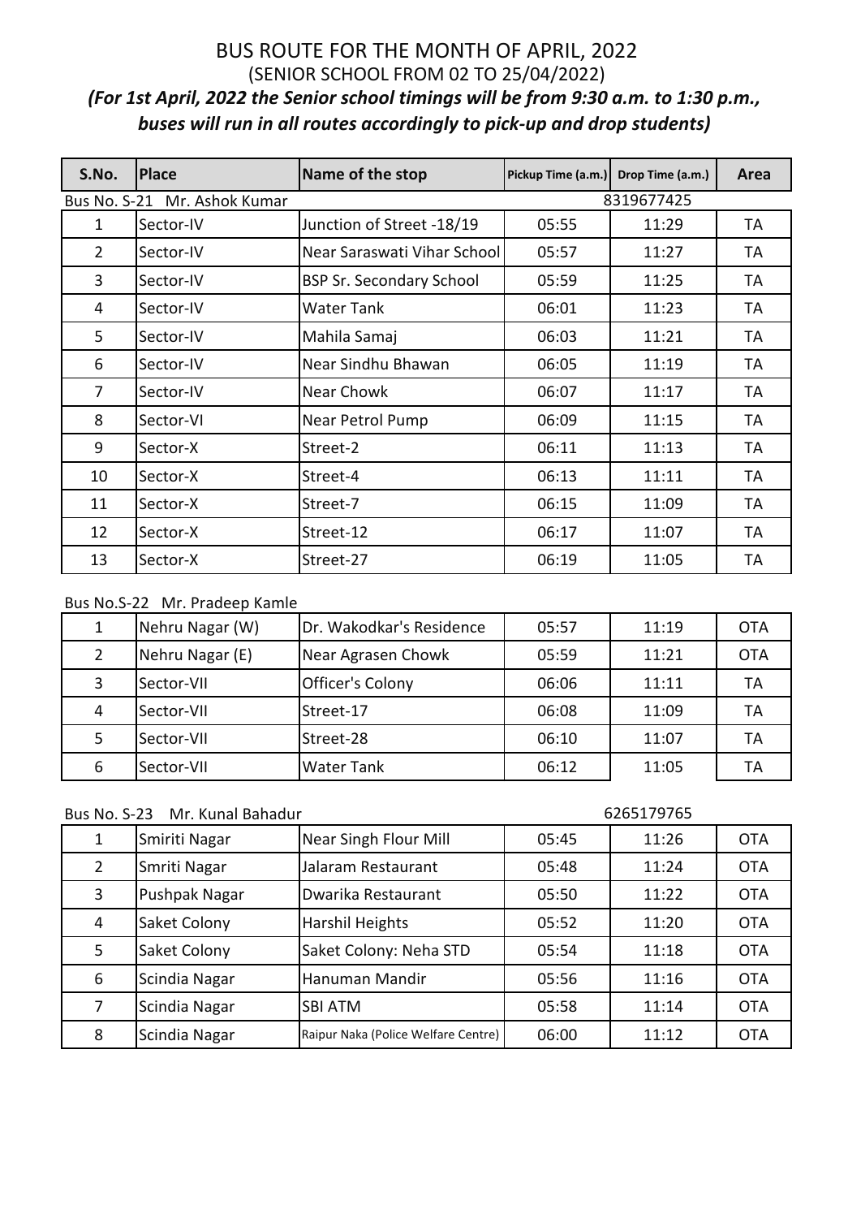# BUS ROUTE FOR THE MONTH OF APRIL, 2022

(SENIOR SCHOOL FROM 02 TO 25/04/2022)

***(For 1st April, 2022 the Senior school timings will be from 9:30 a.m. to 1:30 p.m., buses will run in all routes accordingly to pick-up and drop students)***

| S.No. | Place | Name of the stop | Pickup Time (a.m.) | Drop Time (a.m.) | Area |
|---|---|---|---|---|---|
| Bus No. S-21 Mr. Ashok Kumar | | | | 8319677425 | |
| 1 | Sector-IV | Junction of Street -18/19 | 05:55 | 11:29 | TA |
| 2 | Sector-IV | Near Saraswati Vihar School | 05:57 | 11:27 | TA |
| 3 | Sector-IV | BSP Sr. Secondary School | 05:59 | 11:25 | TA |
| 4 | Sector-IV | Water Tank | 06:01 | 11:23 | TA |
| 5 | Sector-IV | Mahila Samaj | 06:03 | 11:21 | TA |
| 6 | Sector-IV | Near Sindhu Bhawan | 06:05 | 11:19 | TA |
| 7 | Sector-IV | Near Chowk | 06:07 | 11:17 | TA |
| 8 | Sector-VI | Near Petrol Pump | 06:09 | 11:15 | TA |
| 9 | Sector-X | Street-2 | 06:11 | 11:13 | TA |
| 10 | Sector-X | Street-4 | 06:13 | 11:11 | TA |
| 11 | Sector-X | Street-7 | 06:15 | 11:09 | TA |
| 12 | Sector-X | Street-12 | 06:17 | 11:07 | TA |
| 13 | Sector-X | Street-27 | 06:19 | 11:05 | TA |
| Bus No.S-22 Mr. Pradeep Kamle | | | | | |
| 1 | Nehru Nagar (W) | Dr. Wakodkar's Residence | 05:57 | 11:19 | OTA |
| 2 | Nehru Nagar (E) | Near Agrasen Chowk | 05:59 | 11:21 | OTA |
| 3 | Sector-VII | Officer's Colony | 06:06 | 11:11 | TA |
| 4 | Sector-VII | Street-17 | 06:08 | 11:09 | TA |
| 5 | Sector-VII | Street-28 | 06:10 | 11:07 | TA |
| 6 | Sector-VII | Water Tank | 06:12 | 11:05 | TA |
| Bus No. S-23 Mr. Kunal Bahadur | | | | 6265179765 | |
| 1 | Smiriti Nagar | Near Singh Flour Mill | 05:45 | 11:26 | OTA |
| 2 | Smriti Nagar | Jalaram Restaurant | 05:48 | 11:24 | OTA |
| 3 | Pushpak Nagar | Dwarika Restaurant | 05:50 | 11:22 | OTA |
| 4 | Saket Colony | Harshil Heights | 05:52 | 11:20 | OTA |
| 5 | Saket Colony | Saket Colony: Neha STD | 05:54 | 11:18 | OTA |
| 6 | Scindia Nagar | Hanuman Mandir | 05:56 | 11:16 | OTA |
| 7 | Scindia Nagar | SBI ATM | 05:58 | 11:14 | OTA |
| 8 | Scindia Nagar | Raipur Naka (Police Welfare Centre) | 06:00 | 11:12 | OTA |